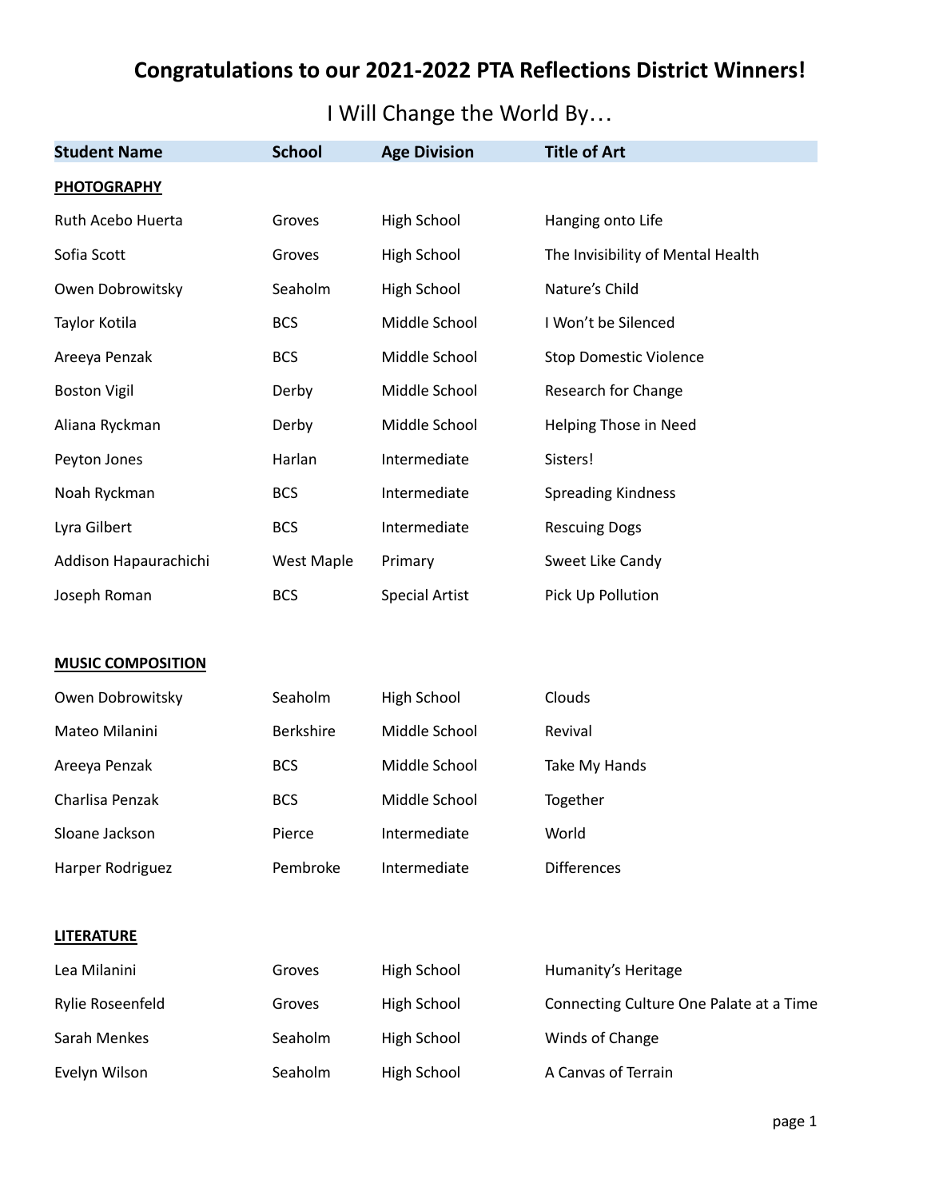# Congratulations to our 2021-2022 PTA Reflections District Winners!

## I Will Change the World By…

| Student Name | School | Age Division | Title of Art |
|---|---|---|---|
| **PHOTOGRAPHY** | | | |
| Ruth Acebo Huerta | Groves | High School | Hanging onto Life |
| Sofia Scott | Groves | High School | The Invisibility of Mental Health |
| Owen Dobrowitsky | Seaholm | High School | Nature's Child |
| Taylor Kotila | BCS | Middle School | I Won't be Silenced |
| Areeya Penzak | BCS | Middle School | Stop Domestic Violence |
| Boston Vigil | Derby | Middle School | Research for Change |
| Aliana Ryckman | Derby | Middle School | Helping Those in Need |
| Peyton Jones | Harlan | Intermediate | Sisters! |
| Noah Ryckman | BCS | Intermediate | Spreading Kindness |
| Lyra Gilbert | BCS | Intermediate | Rescuing Dogs |
| Addison Hapaurachichi | West Maple | Primary | Sweet Like Candy |
| Joseph Roman | BCS | Special Artist | Pick Up Pollution |
| **MUSIC COMPOSITION** | | | |
| Owen Dobrowitsky | Seaholm | High School | Clouds |
| Mateo Milanini | Berkshire | Middle School | Revival |
| Areeya Penzak | BCS | Middle School | Take My Hands |
| Charlisa Penzak | BCS | Middle School | Together |
| Sloane Jackson | Pierce | Intermediate | World |
| Harper Rodriguez | Pembroke | Intermediate | Differences |
| **LITERATURE** | | | |
| Lea Milanini | Groves | High School | Humanity's Heritage |
| Rylie Roseenfeld | Groves | High School | Connecting Culture One Palate at a Time |
| Sarah Menkes | Seaholm | High School | Winds of Change |
| Evelyn Wilson | Seaholm | High School | A Canvas of Terrain |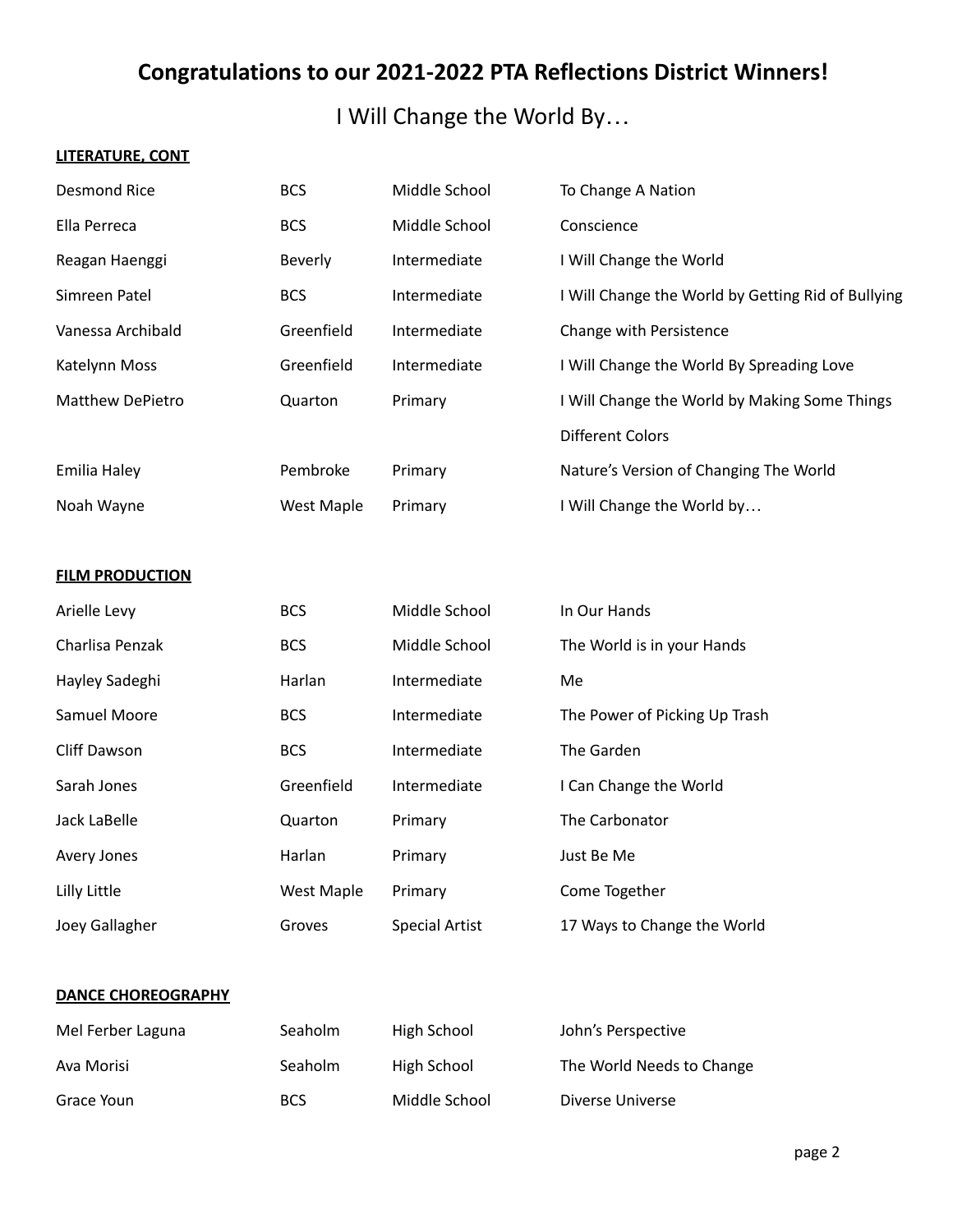# Congratulations to our 2021-2022 PTA Reflections District Winners!

## I Will Change the World By…

### LITERATURE, CONT

| | | | |
|---|---|---|---|
| Desmond Rice | BCS | Middle School | To Change A Nation |
| Ella Perreca | BCS | Middle School | Conscience |
| Reagan Haenggi | Beverly | Intermediate | I Will Change the World |
| Simreen Patel | BCS | Intermediate | I Will Change the World by Getting Rid of Bullying |
| Vanessa Archibald | Greenfield | Intermediate | Change with Persistence |
| Katelynn Moss | Greenfield | Intermediate | I Will Change the World By Spreading Love |
| Matthew DePietro | Quarton | Primary | I Will Change the World by Making Some Things Different Colors |
| Emilia Haley | Pembroke | Primary | Nature's Version of Changing The World |
| Noah Wayne | West Maple | Primary | I Will Change the World by… |

### FILM PRODUCTION

| | | | |
|---|---|---|---|
| Arielle Levy | BCS | Middle School | In Our Hands |
| Charlisa Penzak | BCS | Middle School | The World is in your Hands |
| Hayley Sadeghi | Harlan | Intermediate | Me |
| Samuel Moore | BCS | Intermediate | The Power of Picking Up Trash |
| Cliff Dawson | BCS | Intermediate | The Garden |
| Sarah Jones | Greenfield | Intermediate | I Can Change the World |
| Jack LaBelle | Quarton | Primary | The Carbonator |
| Avery Jones | Harlan | Primary | Just Be Me |
| Lilly Little | West Maple | Primary | Come Together |
| Joey Gallagher | Groves | Special Artist | 17 Ways to Change the World |

### DANCE CHOREOGRAPHY

| | | | |
|---|---|---|---|
| Mel Ferber Laguna | Seaholm | High School | John's Perspective |
| Ava Morisi | Seaholm | High School | The World Needs to Change |
| Grace Youn | BCS | Middle School | Diverse Universe |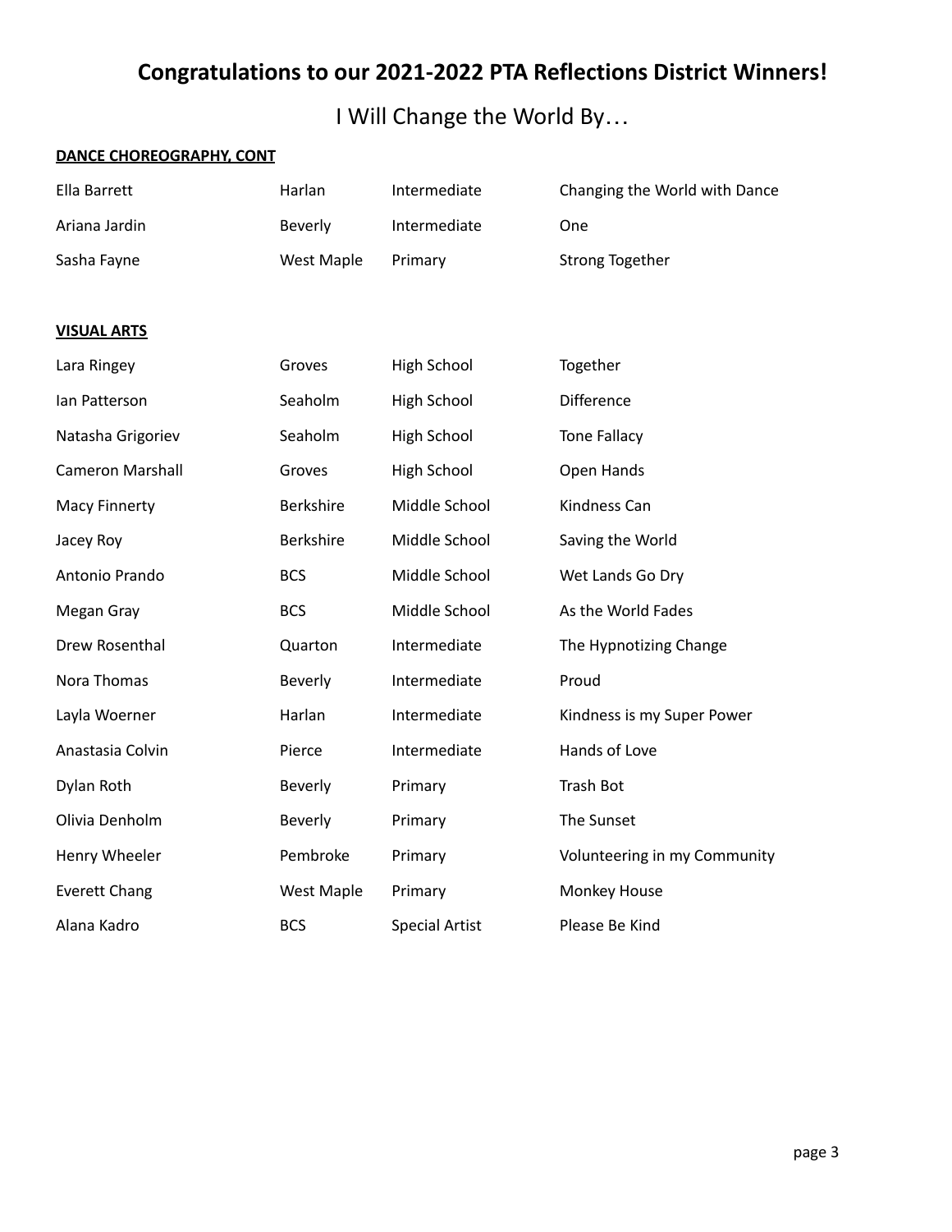# Congratulations to our 2021-2022 PTA Reflections District Winners!

## I Will Change the World By…

**DANCE CHOREOGRAPHY, CONT**

| | | | |
|---|---|---|---|
| Ella Barrett | Harlan | Intermediate | Changing the World with Dance |
| Ariana Jardin | Beverly | Intermediate | One |
| Sasha Fayne | West Maple | Primary | Strong Together |

**VISUAL ARTS**

| | | | |
|---|---|---|---|
| Lara Ringey | Groves | High School | Together |
| Ian Patterson | Seaholm | High School | Difference |
| Natasha Grigoriev | Seaholm | High School | Tone Fallacy |
| Cameron Marshall | Groves | High School | Open Hands |
| Macy Finnerty | Berkshire | Middle School | Kindness Can |
| Jacey Roy | Berkshire | Middle School | Saving the World |
| Antonio Prando | BCS | Middle School | Wet Lands Go Dry |
| Megan Gray | BCS | Middle School | As the World Fades |
| Drew Rosenthal | Quarton | Intermediate | The Hypnotizing Change |
| Nora Thomas | Beverly | Intermediate | Proud |
| Layla Woerner | Harlan | Intermediate | Kindness is my Super Power |
| Anastasia Colvin | Pierce | Intermediate | Hands of Love |
| Dylan Roth | Beverly | Primary | Trash Bot |
| Olivia Denholm | Beverly | Primary | The Sunset |
| Henry Wheeler | Pembroke | Primary | Volunteering in my Community |
| Everett Chang | West Maple | Primary | Monkey House |
| Alana Kadro | BCS | Special Artist | Please Be Kind |